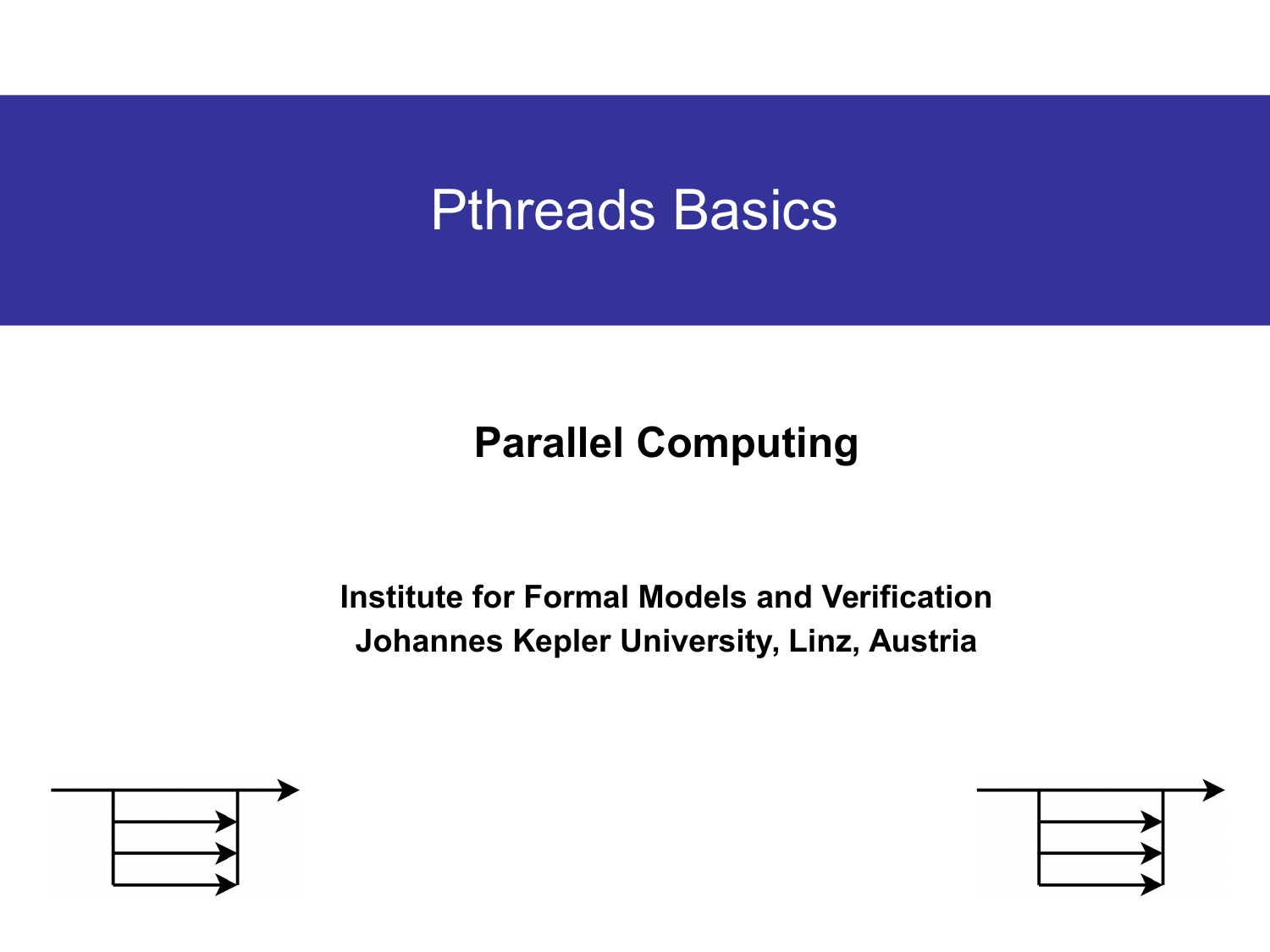# Pthreads Basics

**Parallel Computing**

**Institute for Formal Models and Verification**
**Johannes Kepler University, Linz, Austria**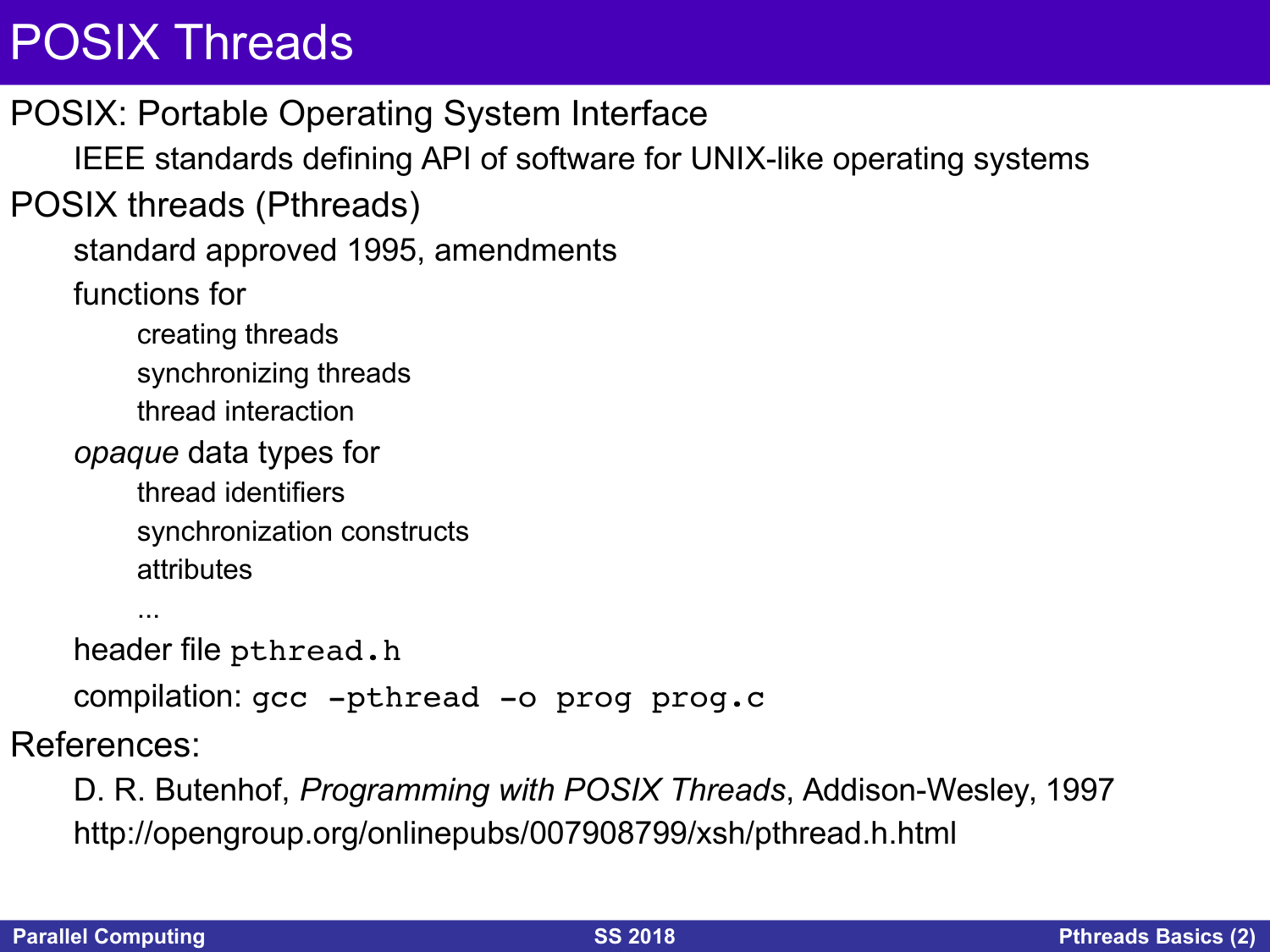# POSIX Threads

- POSIX: Portable Operating System Interface
  - IEEE standards defining API of software for UNIX-like operating systems
- POSIX threads (Pthreads)
  - standard approved 1995, amendments
  - functions for
    - creating threads
    - synchronizing threads
    - thread interaction
  - *opaque* data types for
    - thread identifiers
    - synchronization constructs
    - attributes
    - ...
  - header file `pthread.h`
  - compilation: `gcc -pthread -o prog prog.c`
- References:
  - D. R. Butenhof, *Programming with POSIX Threads*, Addison-Wesley, 1997
  - http://opengroup.org/onlinepubs/007908799/xsh/pthread.h.html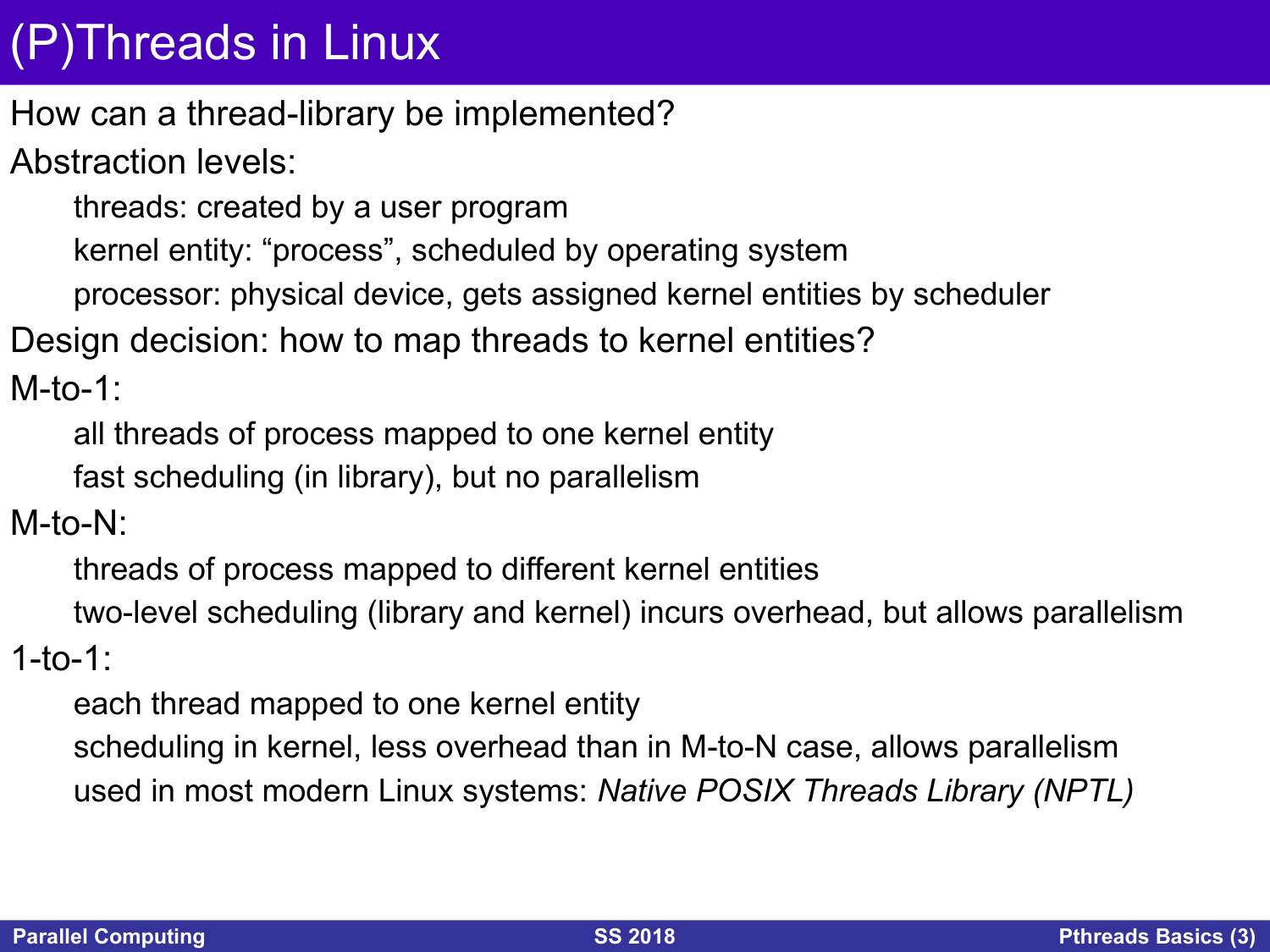# (P)Threads in Linux

How can a thread-library be implemented?

Abstraction levels:

- threads: created by a user program
- kernel entity: “process”, scheduled by operating system
- processor: physical device, gets assigned kernel entities by scheduler

Design decision: how to map threads to kernel entities?

M-to-1:

- all threads of process mapped to one kernel entity
- fast scheduling (in library), but no parallelism

M-to-N:

- threads of process mapped to different kernel entities
- two-level scheduling (library and kernel) incurs overhead, but allows parallelism

1-to-1:

- each thread mapped to one kernel entity
- scheduling in kernel, less overhead than in M-to-N case, allows parallelism
- used in most modern Linux systems: *Native POSIX Threads Library (NPTL)*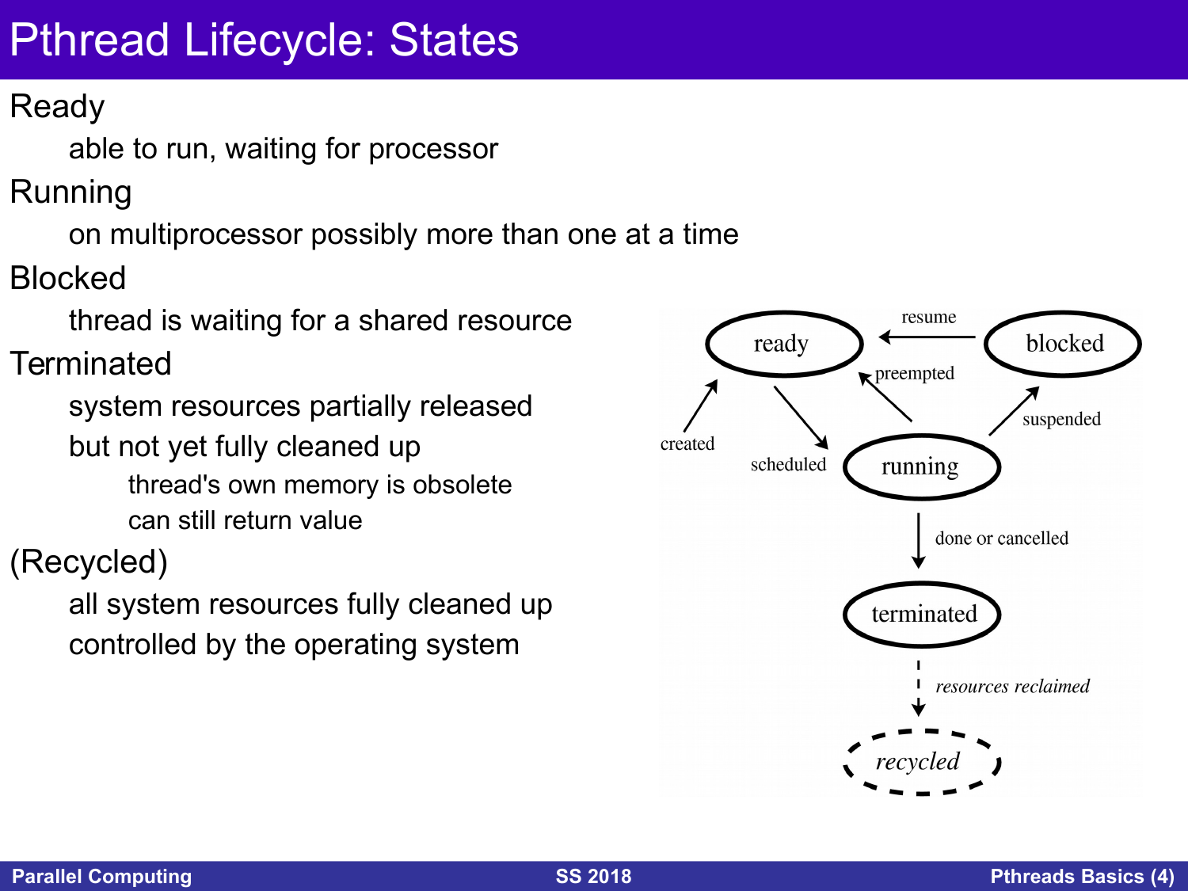# Pthread Lifecycle: States

**Ready**

- able to run, waiting for processor

**Running**

- on multiprocessor possibly more than one at a time

**Blocked**

- thread is waiting for a shared resource

**Terminated**

- system resources partially released
- but not yet fully cleaned up
  - thread's own memory is obsolete
  - can still return value

**(Recycled)**

- all system resources fully cleaned up
- controlled by the operating system

ready, blocked, running, terminated, *recycled*

created, scheduled, preempted, suspended, resume, done or cancelled, *resources reclaimed*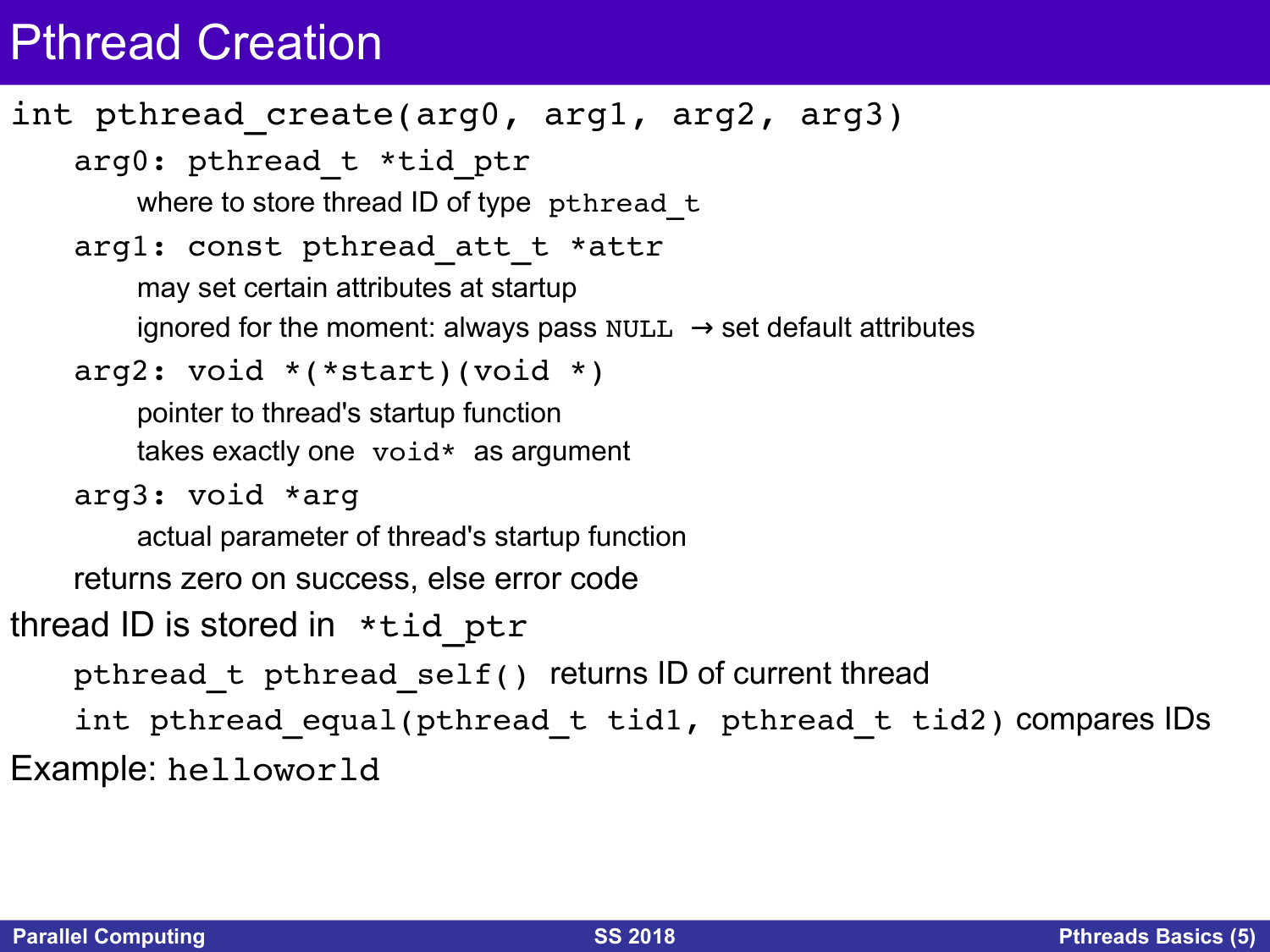# Pthread Creation

`int pthread_create(arg0, arg1, arg2, arg3)`

- `arg0: pthread_t *tid_ptr`
  - where to store thread ID of type `pthread_t`
- `arg1: const pthread_att_t *attr`
  - may set certain attributes at startup
  - ignored for the moment: always pass `NULL` → set default attributes
- `arg2: void *(*start)(void *)`
  - pointer to thread's startup function
  - takes exactly one `void*` as argument
- `arg3: void *arg`
  - actual parameter of thread's startup function
- returns zero on success, else error code

thread ID is stored in `*tid_ptr`

- `pthread_t pthread_self()` returns ID of current thread
- `int pthread_equal(pthread_t tid1, pthread_t tid2)` compares IDs

Example: `helloworld`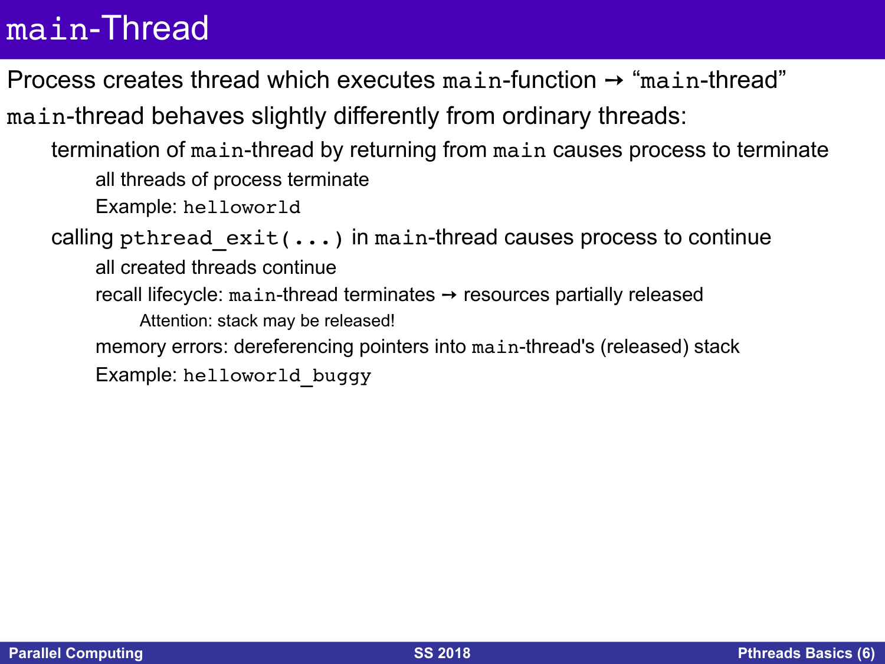# `main`-Thread

Process creates thread which executes `main`-function → “`main`-thread”

`main`-thread behaves slightly differently from ordinary threads:

- termination of `main`-thread by returning from `main` causes process to terminate
  - all threads of process terminate
  - Example: `helloworld`
- calling `pthread_exit(...)` in `main`-thread causes process to continue
  - all created threads continue
  - recall lifecycle: `main`-thread terminates → resources partially released
    - Attention: stack may be released!
  - memory errors: dereferencing pointers into `main`-thread's (released) stack
  - Example: `helloworld_buggy`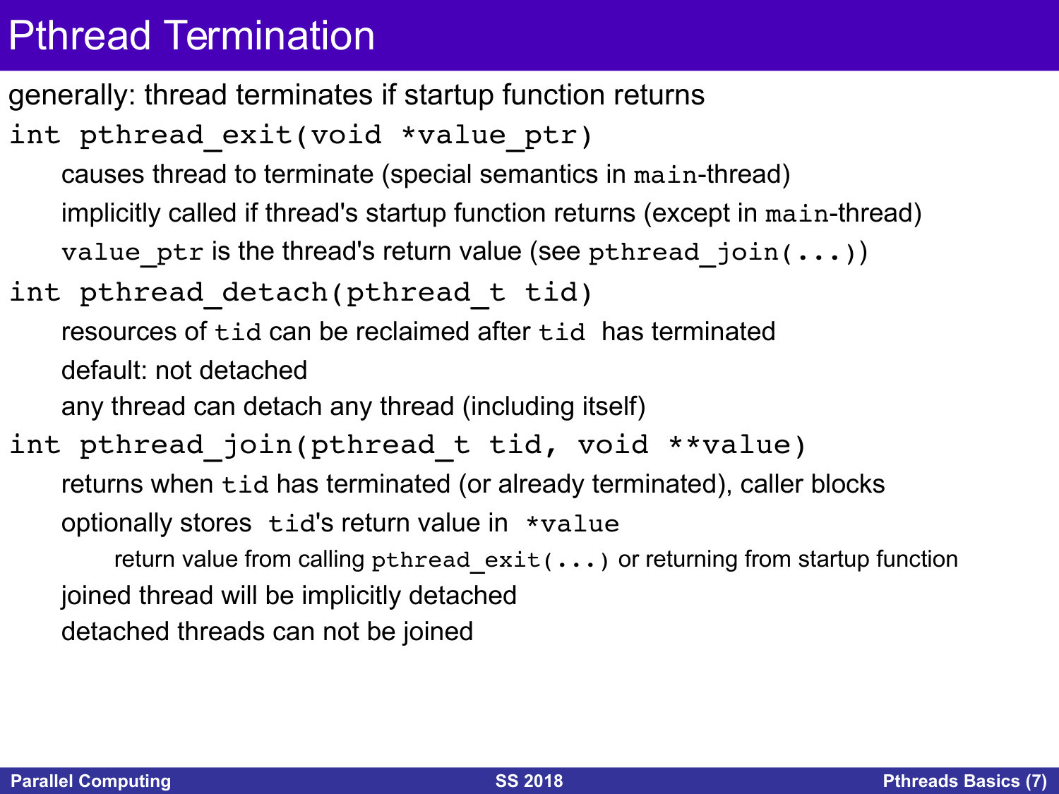# Pthread Termination

generally: thread terminates if startup function returns

`int pthread_exit(void *value_ptr)`

- causes thread to terminate (special semantics in `main`-thread)
- implicitly called if thread's startup function returns (except in `main`-thread)
- `value_ptr` is the thread's return value (see `pthread_join(...)`)

`int pthread_detach(pthread_t tid)`

- resources of `tid` can be reclaimed after `tid` has terminated
- default: not detached
- any thread can detach any thread (including itself)

`int pthread_join(pthread_t tid, void **value)`

- returns when `tid` has terminated (or already terminated), caller blocks
- optionally stores `tid`'s return value in `*value`
  - return value from calling `pthread_exit(...)` or returning from startup function
- joined thread will be implicitly detached
- detached threads can not be joined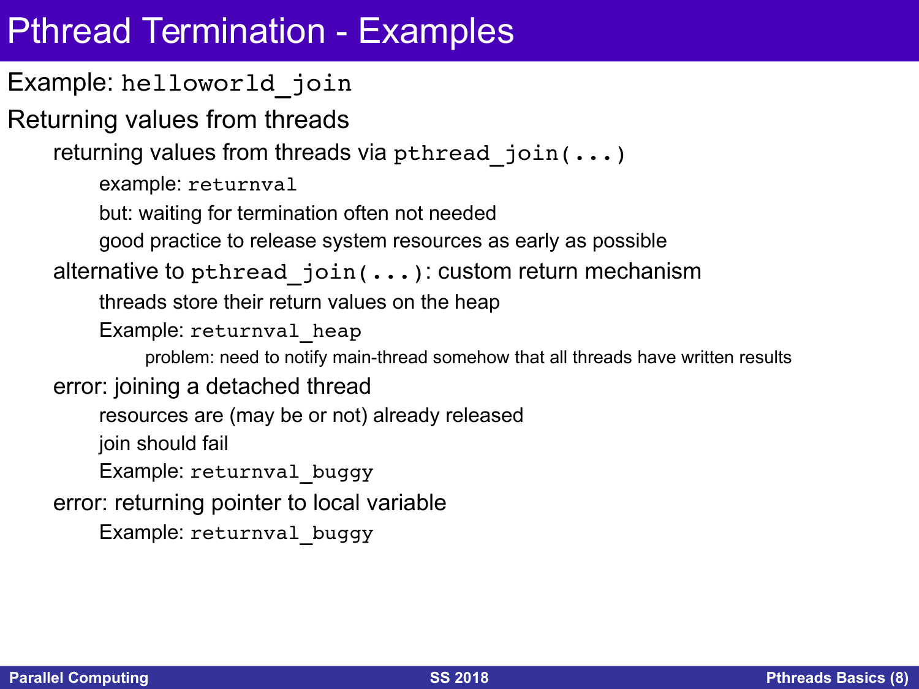# Pthread Termination - Examples

Example: `helloworld_join`

Returning values from threads

- returning values from threads via `pthread_join(...)`
  - example: `returnval`
  - but: waiting for termination often not needed
  - good practice to release system resources as early as possible
- alternative to `pthread_join(...)`: custom return mechanism
  - threads store their return values on the heap
  - Example: `returnval_heap`
    - problem: need to notify main-thread somehow that all threads have written results
- error: joining a detached thread
  - resources are (may be or not) already released
  - join should fail
  - Example: `returnval_buggy`
- error: returning pointer to local variable
  - Example: `returnval_buggy`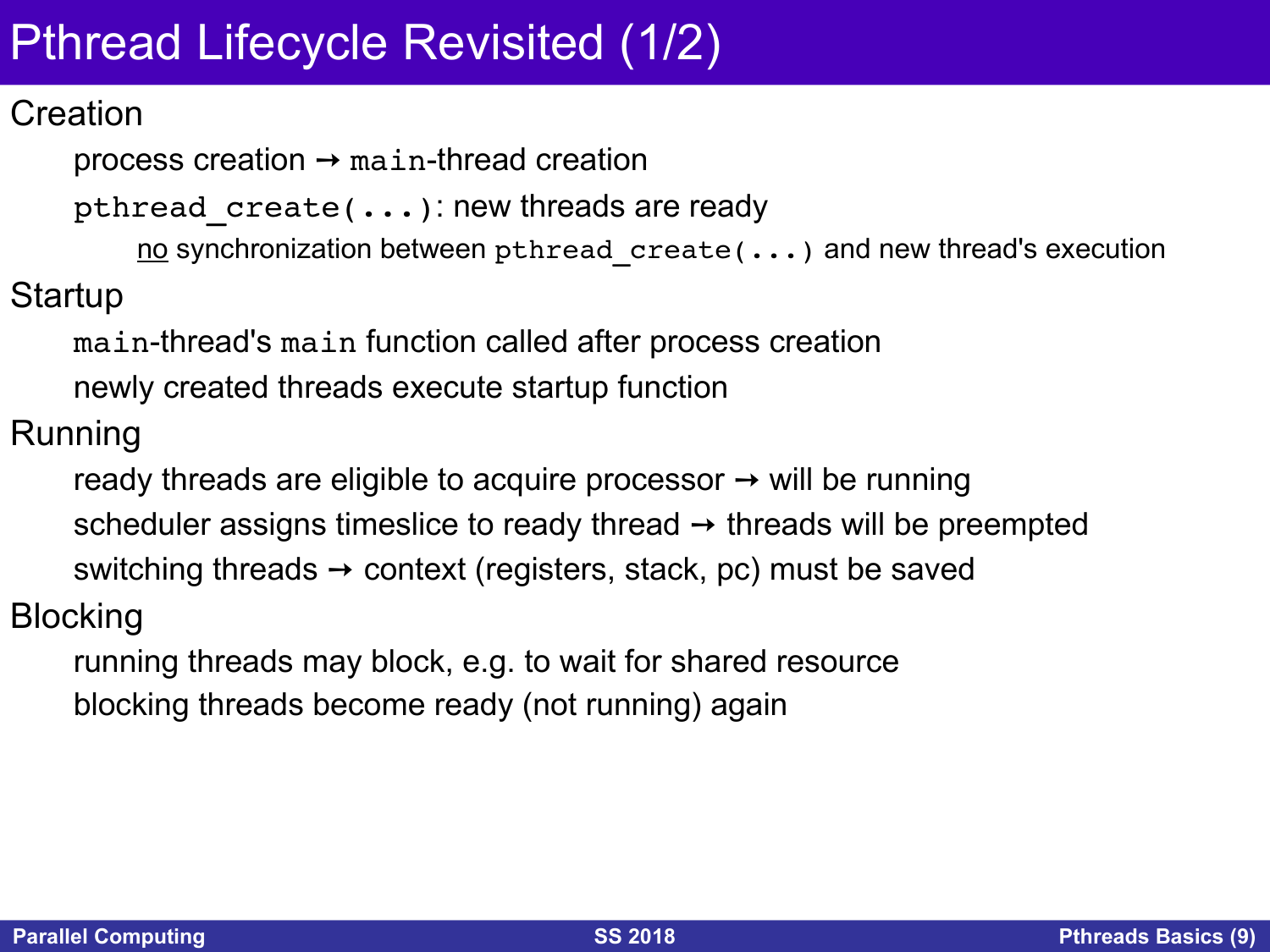# Pthread Lifecycle Revisited (1/2)

## Creation

- process creation → `main`-thread creation
- `pthread_create(...)`: new threads are ready
  - no synchronization between `pthread_create(...)` and new thread's execution

## Startup

- `main`-thread's `main` function called after process creation
- newly created threads execute startup function

## Running

- ready threads are eligible to acquire processor → will be running
- scheduler assigns timeslice to ready thread → threads will be preempted
- switching threads → context (registers, stack, pc) must be saved

## Blocking

- running threads may block, e.g. to wait for shared resource
- blocking threads become ready (not running) again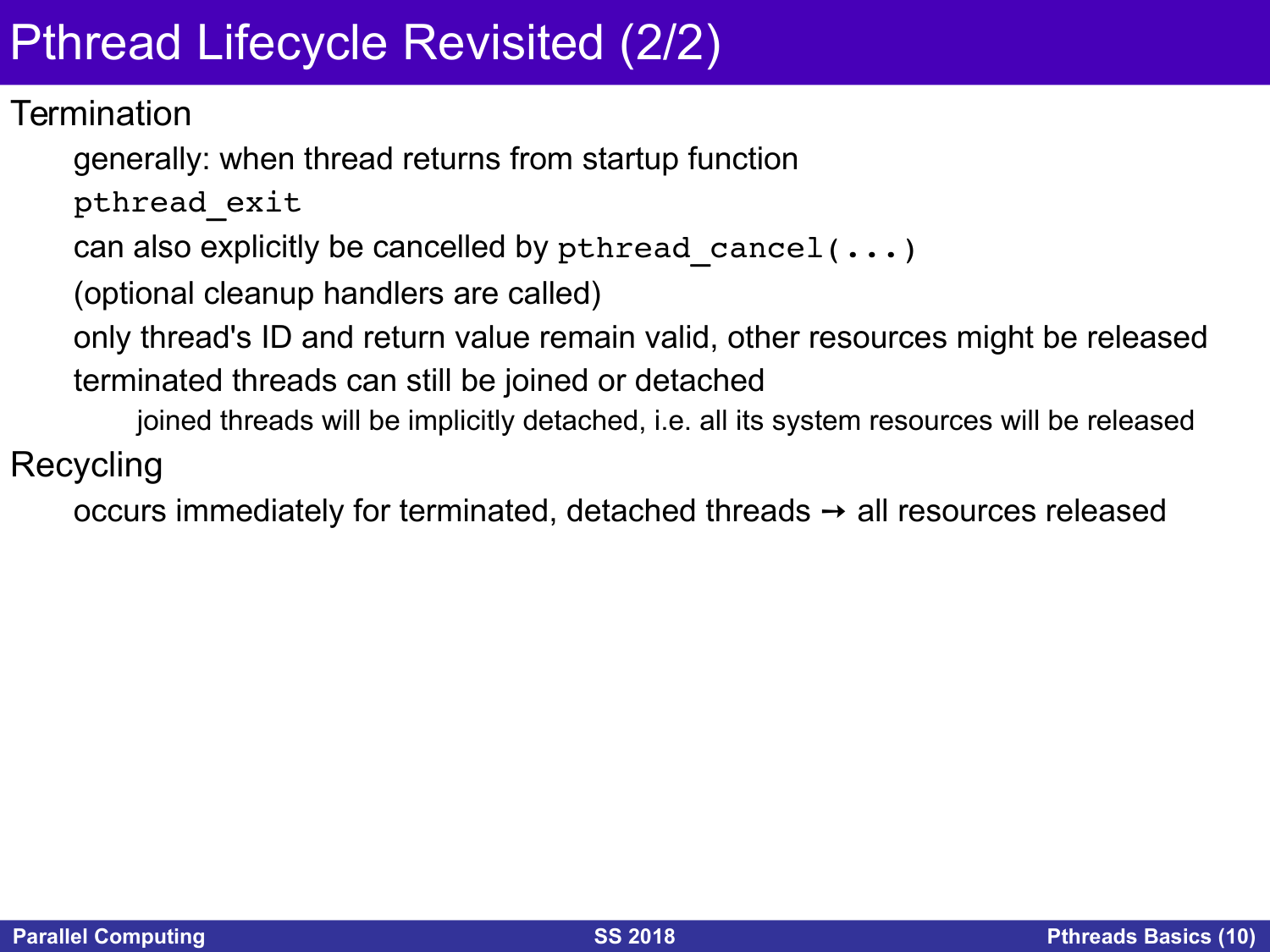# Pthread Lifecycle Revisited (2/2)

Termination

- generally: when thread returns from startup function
- `pthread_exit`
- can also explicitly be cancelled by `pthread_cancel(...)`
- (optional cleanup handlers are called)
- only thread's ID and return value remain valid, other resources might be released
- terminated threads can still be joined or detached
  - joined threads will be implicitly detached, i.e. all its system resources will be released

Recycling

- occurs immediately for terminated, detached threads → all resources released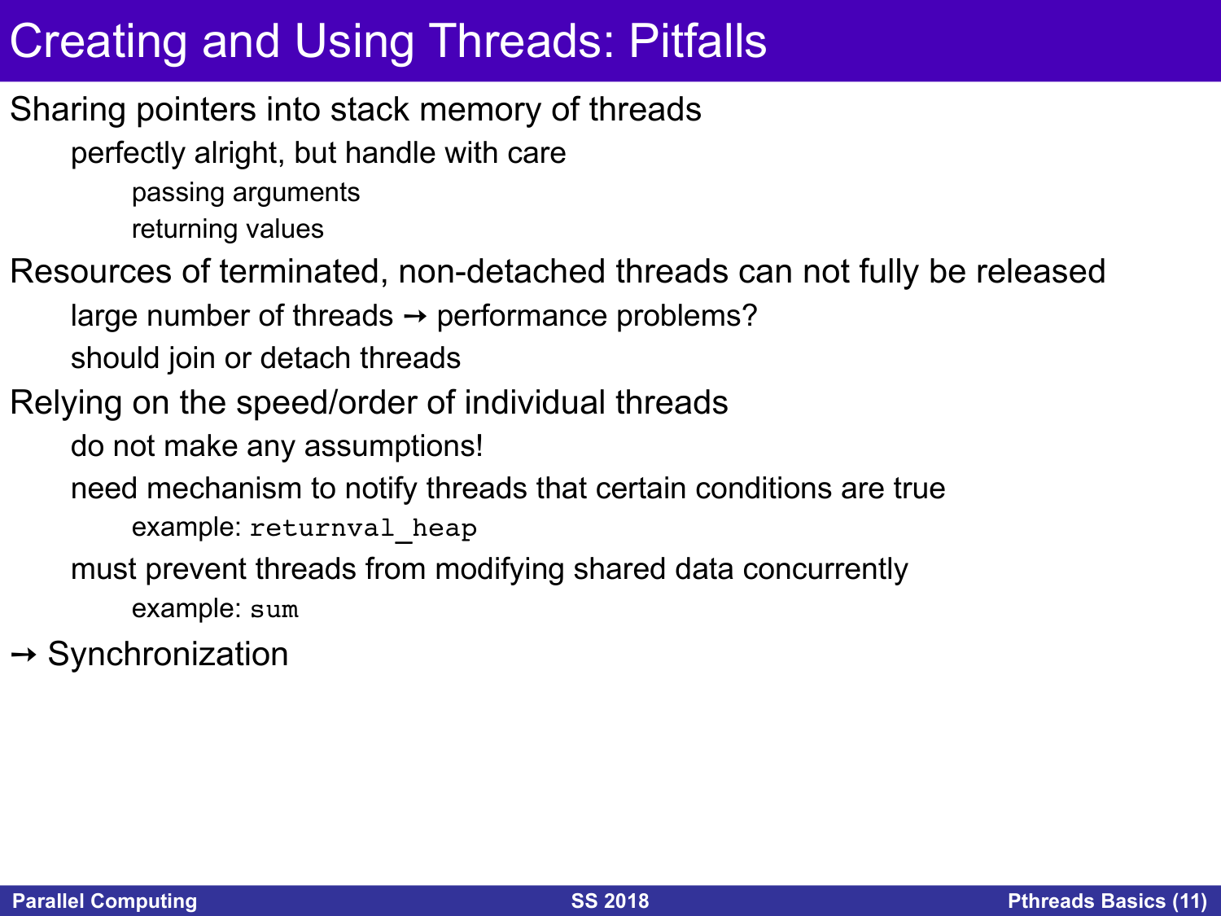# Creating and Using Threads: Pitfalls

- Sharing pointers into stack memory of threads
  - perfectly alright, but handle with care
    - passing arguments
    - returning values
- Resources of terminated, non-detached threads can not fully be released
  - large number of threads → performance problems?
  - should join or detach threads
- Relying on the speed/order of individual threads
  - do not make any assumptions!
  - need mechanism to notify threads that certain conditions are true
    - example: `returnval_heap`
  - must prevent threads from modifying shared data concurrently
    - example: `sum`

→ Synchronization